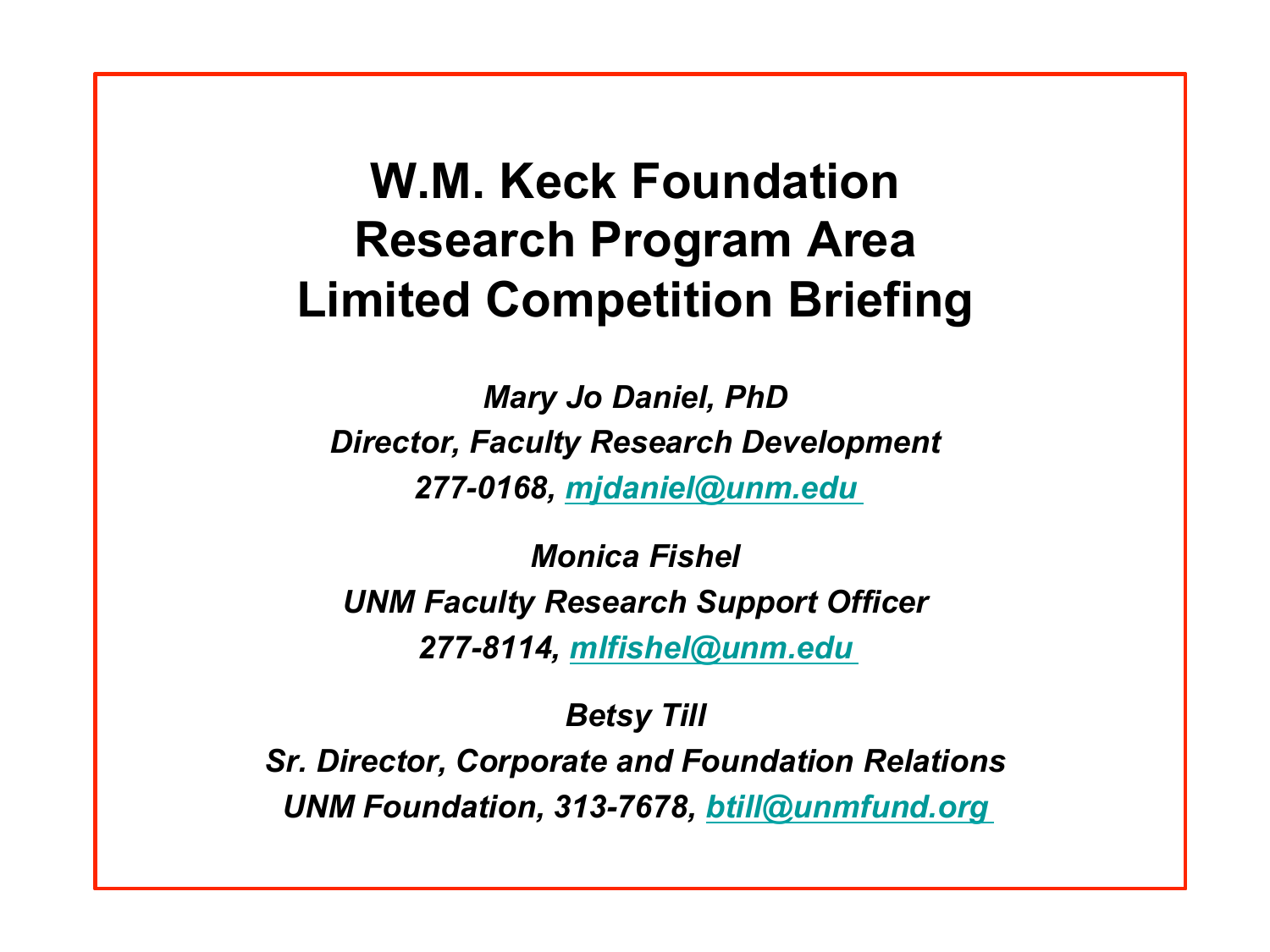# W.M. Keck Foundation Research Program Area Limited Competition Briefing

*Mary Jo Daniel, PhD*

*Director, Faculty Research Development*

*277-0168, [mjdaniel@unm.edu](mailto:mjdaniel@unm.edu)*

*Monica Fishel*

*UNM Faculty Research Support Officer*

*277-8114, [mlfishel@unm.edu](mailto:mlfishel@unm.edu)*

*Betsy Till*

*Sr. Director, Corporate and Foundation Relations*

*UNM Foundation, 313-7678, [btill@unmfund.org](mailto:btill@unmfund.org)*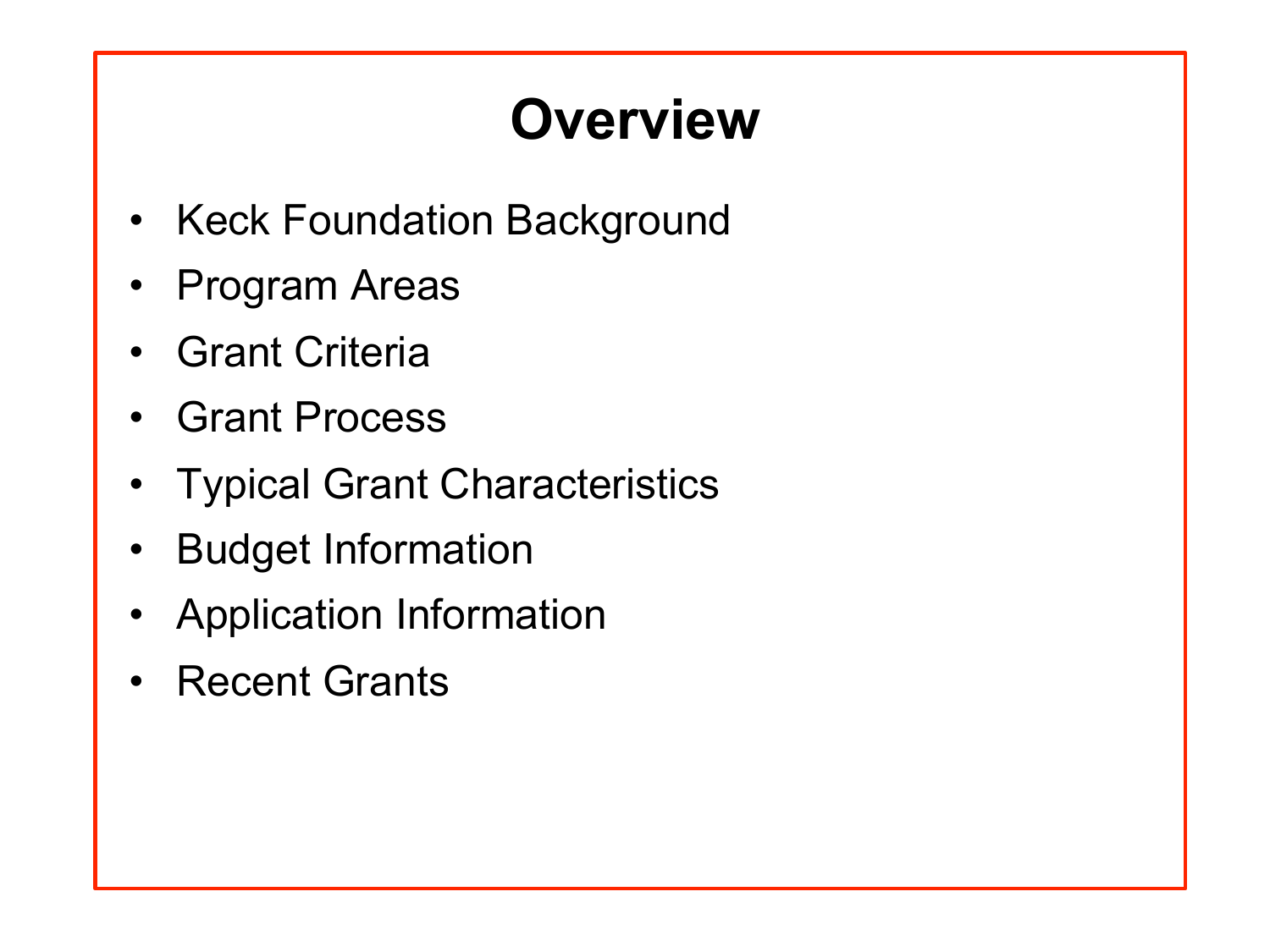# Overview

- Keck Foundation Background
- Program Areas
- Grant Criteria
- Grant Process
- Typical Grant Characteristics
- Budget Information
- Application Information
- Recent Grants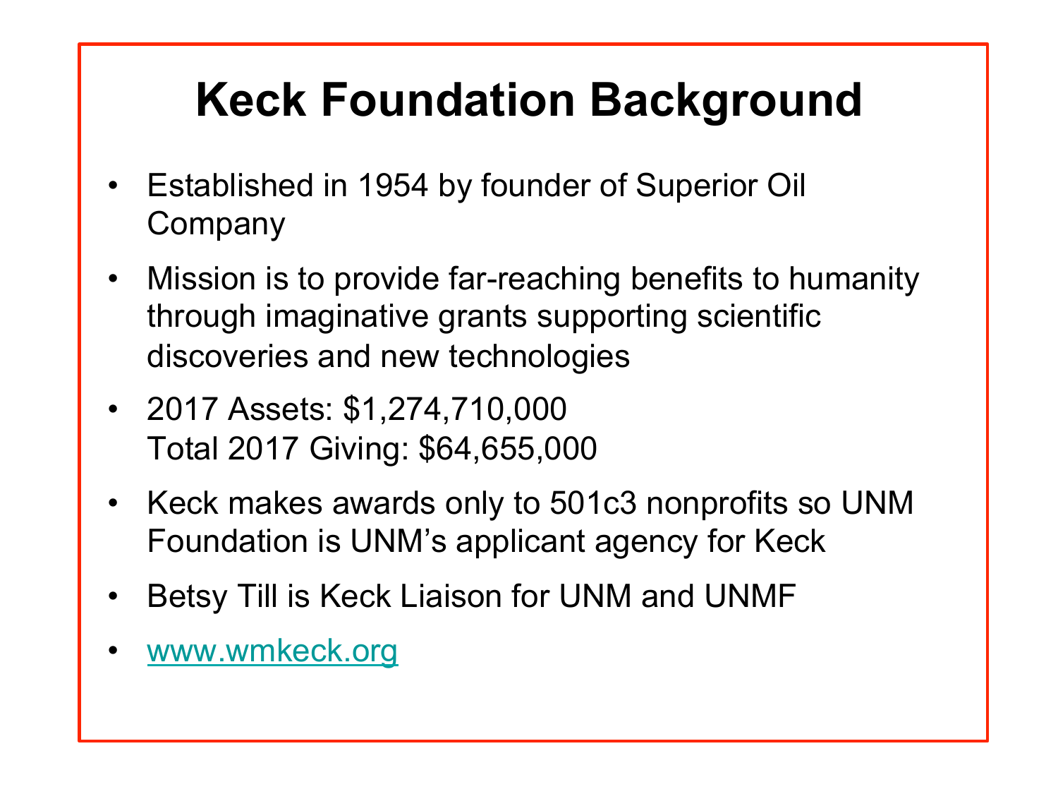# Keck Foundation Background

- Established in 1954 by founder of Superior Oil Company
- Mission is to provide far-reaching benefits to humanity through imaginative grants supporting scientific discoveries and new technologies
- 2017 Assets: $1,274,710,000
  Total 2017 Giving: $64,655,000
- Keck makes awards only to 501c3 nonprofits so UNM Foundation is UNM's applicant agency for Keck
- Betsy Till is Keck Liaison for UNM and UNMF
- www.wmkeck.org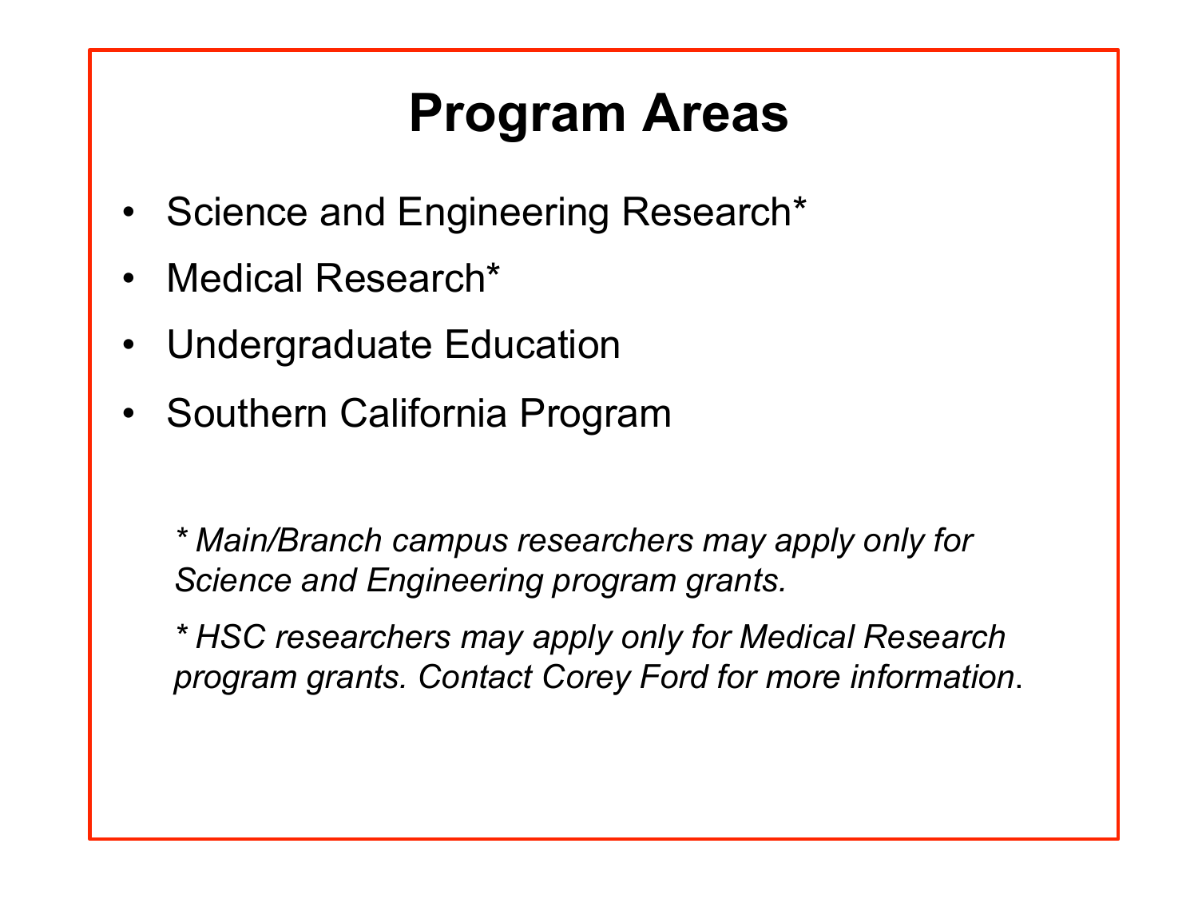# Program Areas

- Science and Engineering Research*
- Medical Research*
- Undergraduate Education
- Southern California Program

*\* Main/Branch campus researchers may apply only for Science and Engineering program grants.*

*\* HSC researchers may apply only for Medical Research program grants. Contact Corey Ford for more information*.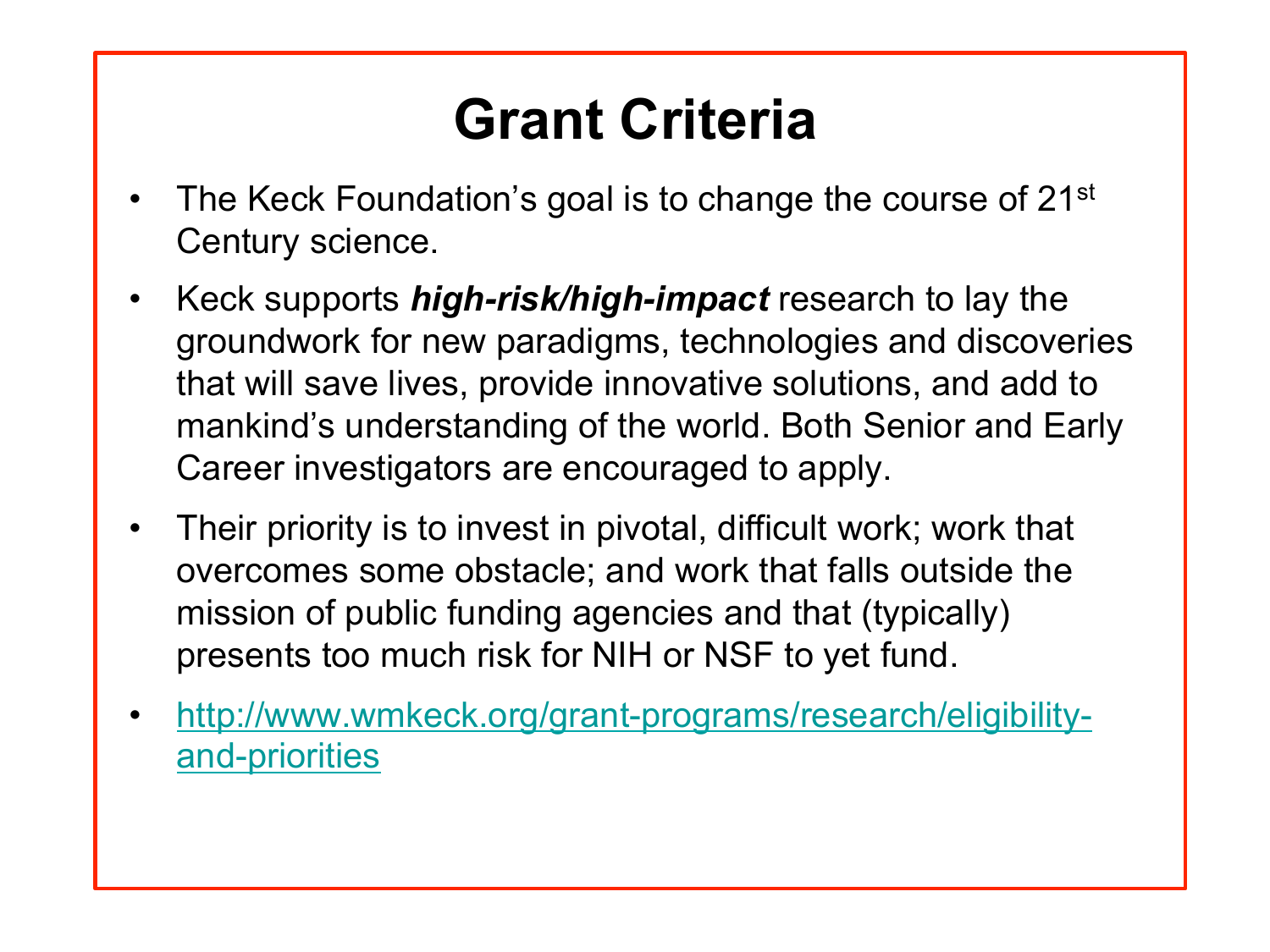# Grant Criteria

- The Keck Foundation's goal is to change the course of 21st Century science.
- Keck supports ***high-risk/high-impact*** research to lay the groundwork for new paradigms, technologies and discoveries that will save lives, provide innovative solutions, and add to mankind's understanding of the world. Both Senior and Early Career investigators are encouraged to apply.
- Their priority is to invest in pivotal, difficult work; work that overcomes some obstacle; and work that falls outside the mission of public funding agencies and that (typically) presents too much risk for NIH or NSF to yet fund.
- http://www.wmkeck.org/grant-programs/research/eligibility-and-priorities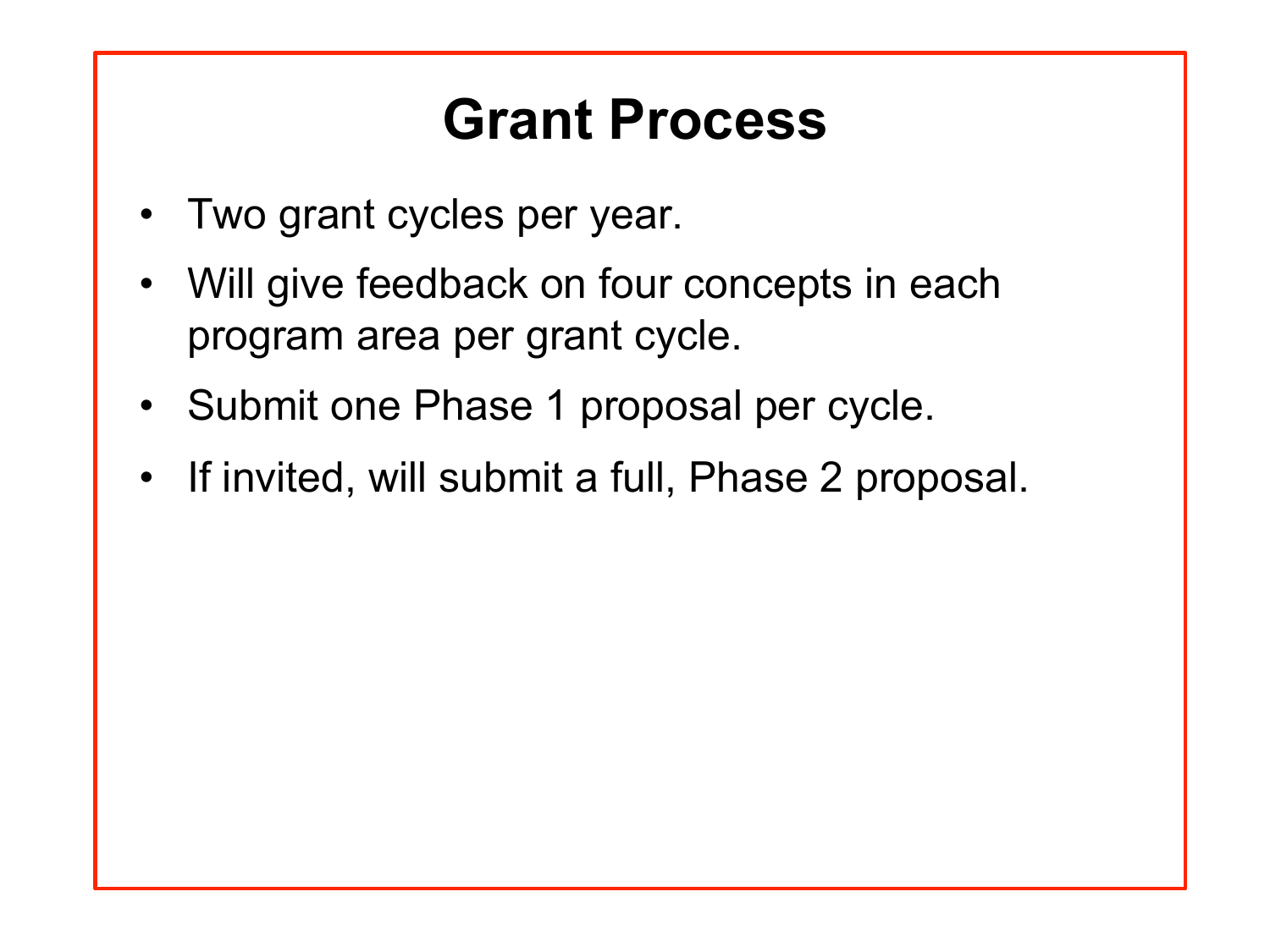# Grant Process

- Two grant cycles per year.
- Will give feedback on four concepts in each program area per grant cycle.
- Submit one Phase 1 proposal per cycle.
- If invited, will submit a full, Phase 2 proposal.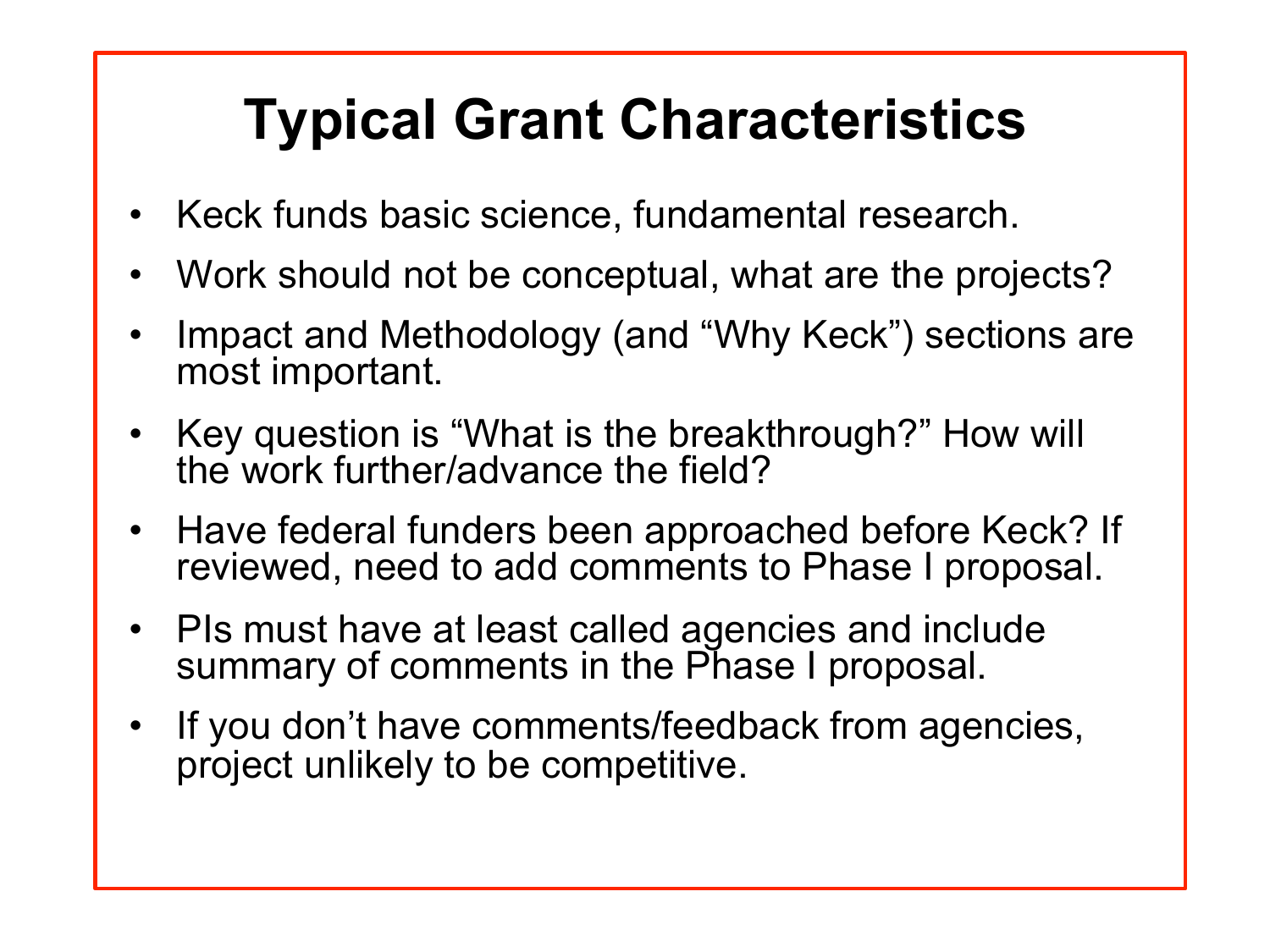# Typical Grant Characteristics

- Keck funds basic science, fundamental research.
- Work should not be conceptual, what are the projects?
- Impact and Methodology (and "Why Keck") sections are most important.
- Key question is "What is the breakthrough?" How will the work further/advance the field?
- Have federal funders been approached before Keck? If reviewed, need to add comments to Phase I proposal.
- PIs must have at least called agencies and include summary of comments in the Phase I proposal.
- If you don't have comments/feedback from agencies, project unlikely to be competitive.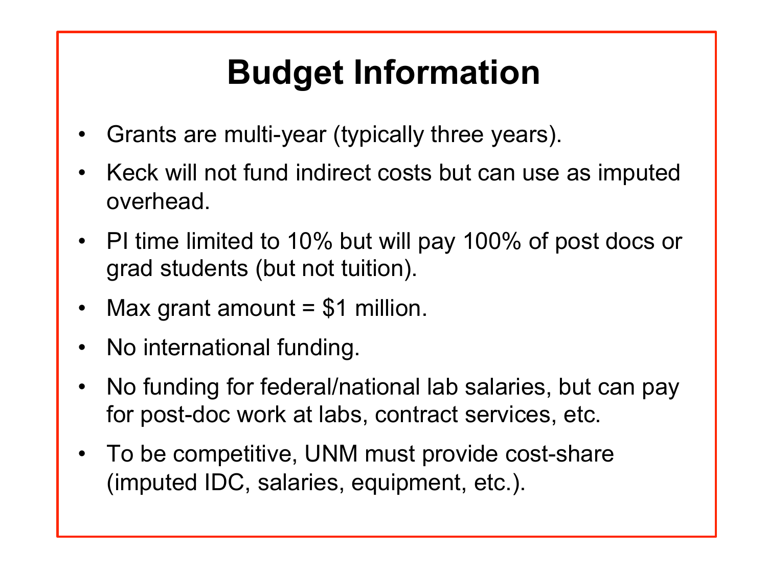# Budget Information

- Grants are multi-year (typically three years).
- Keck will not fund indirect costs but can use as imputed overhead.
- PI time limited to 10% but will pay 100% of post docs or grad students (but not tuition).
- Max grant amount = $1 million.
- No international funding.
- No funding for federal/national lab salaries, but can pay for post-doc work at labs, contract services, etc.
- To be competitive, UNM must provide cost-share (imputed IDC, salaries, equipment, etc.).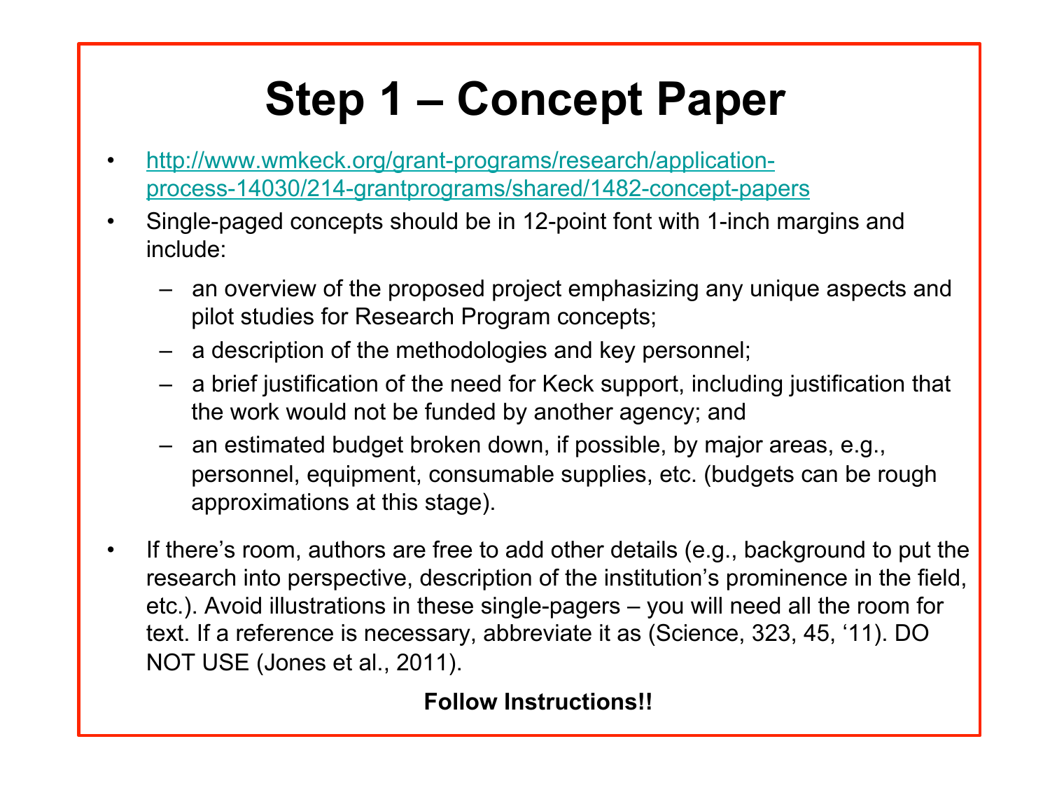# Step 1 – Concept Paper

- http://www.wmkeck.org/grant-programs/research/application-process-14030/214-grantprograms/shared/1482-concept-papers
- Single-paged concepts should be in 12-point font with 1-inch margins and include:
  - an overview of the proposed project emphasizing any unique aspects and pilot studies for Research Program concepts;
  - a description of the methodologies and key personnel;
  - a brief justification of the need for Keck support, including justification that the work would not be funded by another agency; and
  - an estimated budget broken down, if possible, by major areas, e.g., personnel, equipment, consumable supplies, etc. (budgets can be rough approximations at this stage).
- If there's room, authors are free to add other details (e.g., background to put the research into perspective, description of the institution's prominence in the field, etc.). Avoid illustrations in these single-pagers – you will need all the room for text. If a reference is necessary, abbreviate it as (Science, 323, 45, '11). DO NOT USE (Jones et al., 2011).

**Follow Instructions!!**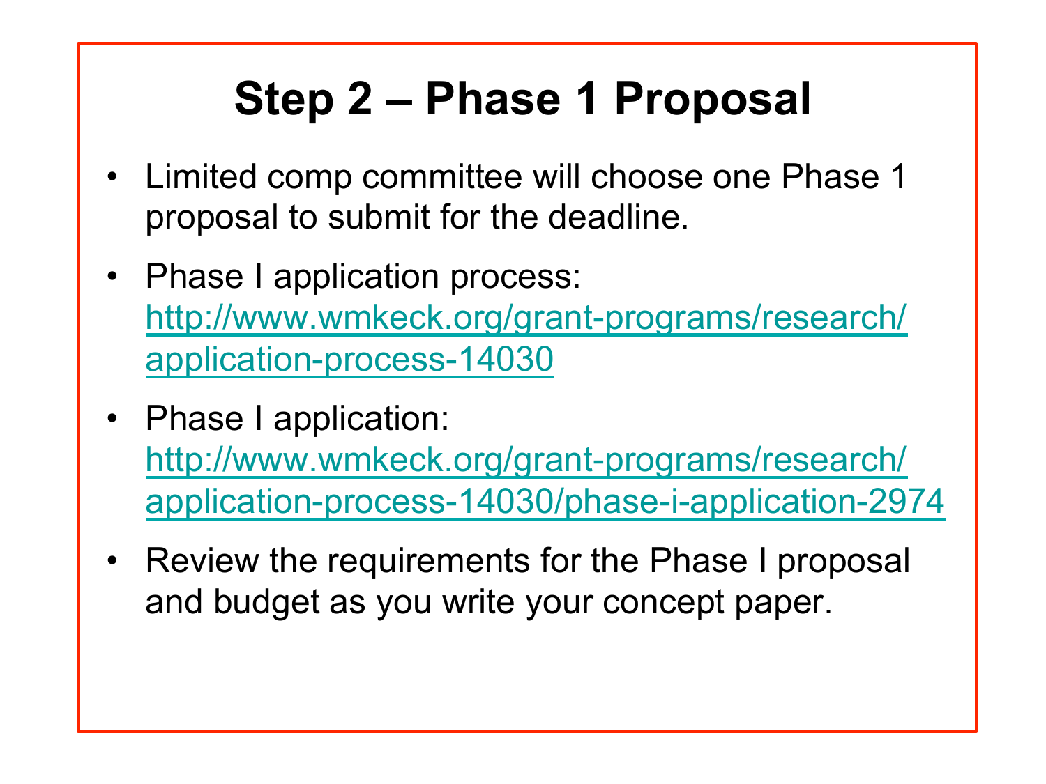# Step 2 – Phase 1 Proposal

- Limited comp committee will choose one Phase 1 proposal to submit for the deadline.
- Phase I application process: [http://www.wmkeck.org/grant-programs/research/application-process-14030](http://www.wmkeck.org/grant-programs/research/application-process-14030)
- Phase I application: [http://www.wmkeck.org/grant-programs/research/application-process-14030/phase-i-application-2974](http://www.wmkeck.org/grant-programs/research/application-process-14030/phase-i-application-2974)
- Review the requirements for the Phase I proposal and budget as you write your concept paper.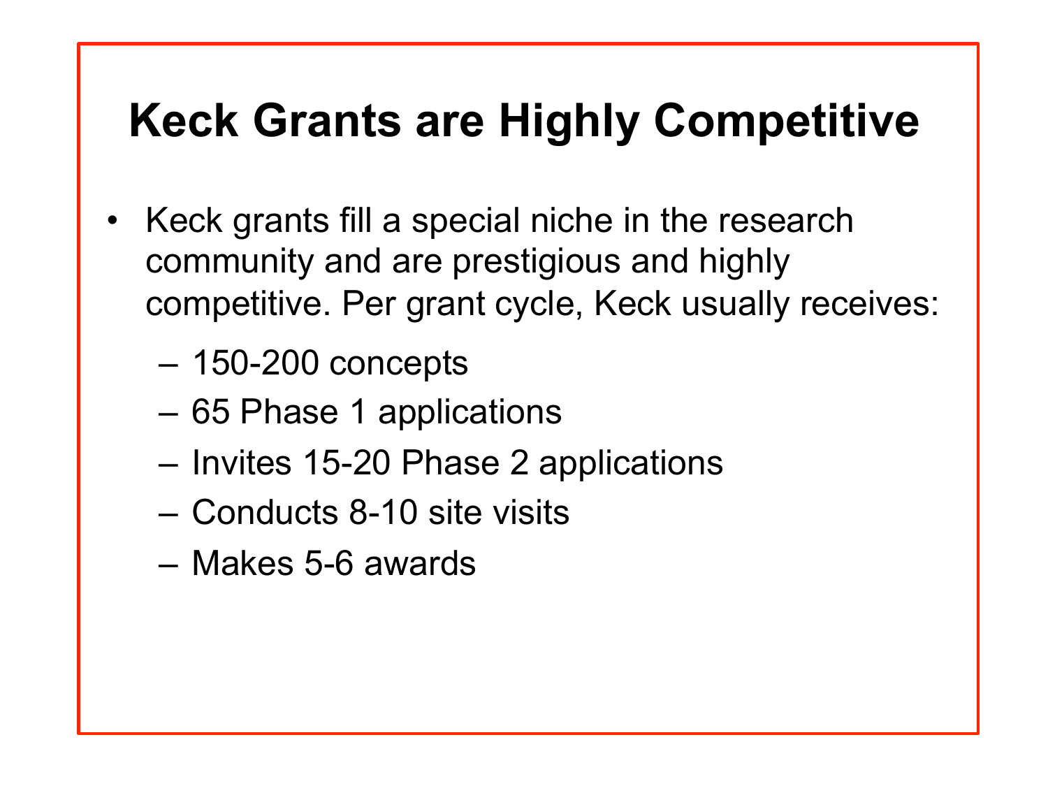# Keck Grants are Highly Competitive

- Keck grants fill a special niche in the research community and are prestigious and highly competitive. Per grant cycle, Keck usually receives:
  - 150-200 concepts
  - 65 Phase 1 applications
  - Invites 15-20 Phase 2 applications
  - Conducts 8-10 site visits
  - Makes 5-6 awards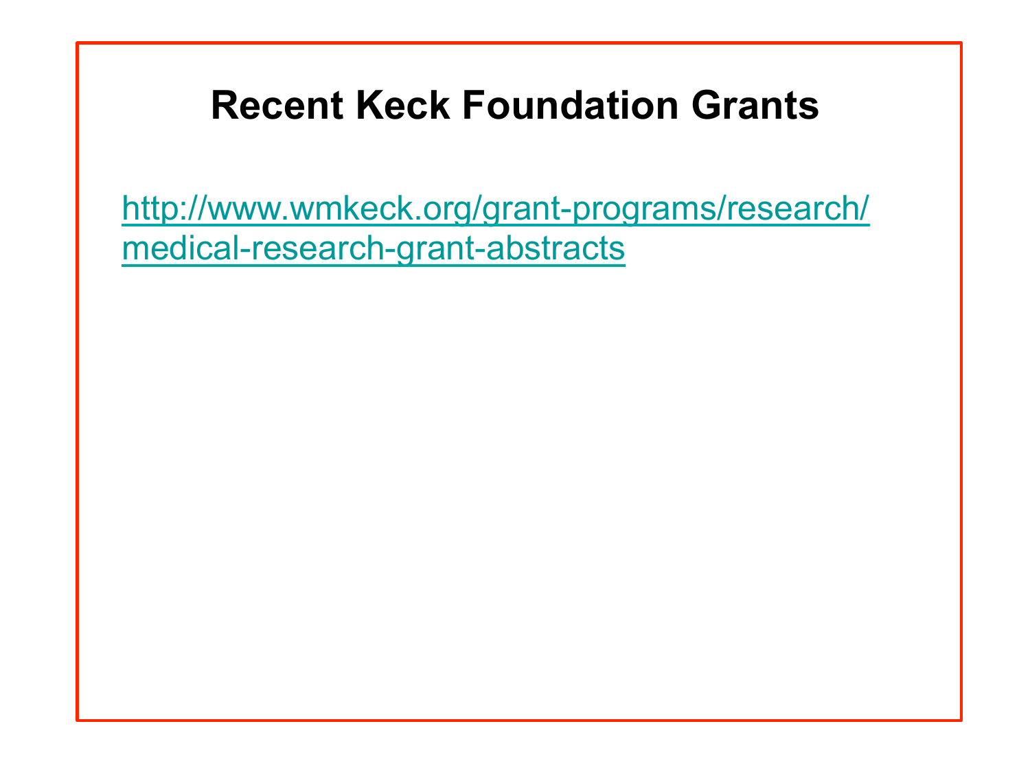# Recent Keck Foundation Grants

http://www.wmkeck.org/grant-programs/research/medical-research-grant-abstracts